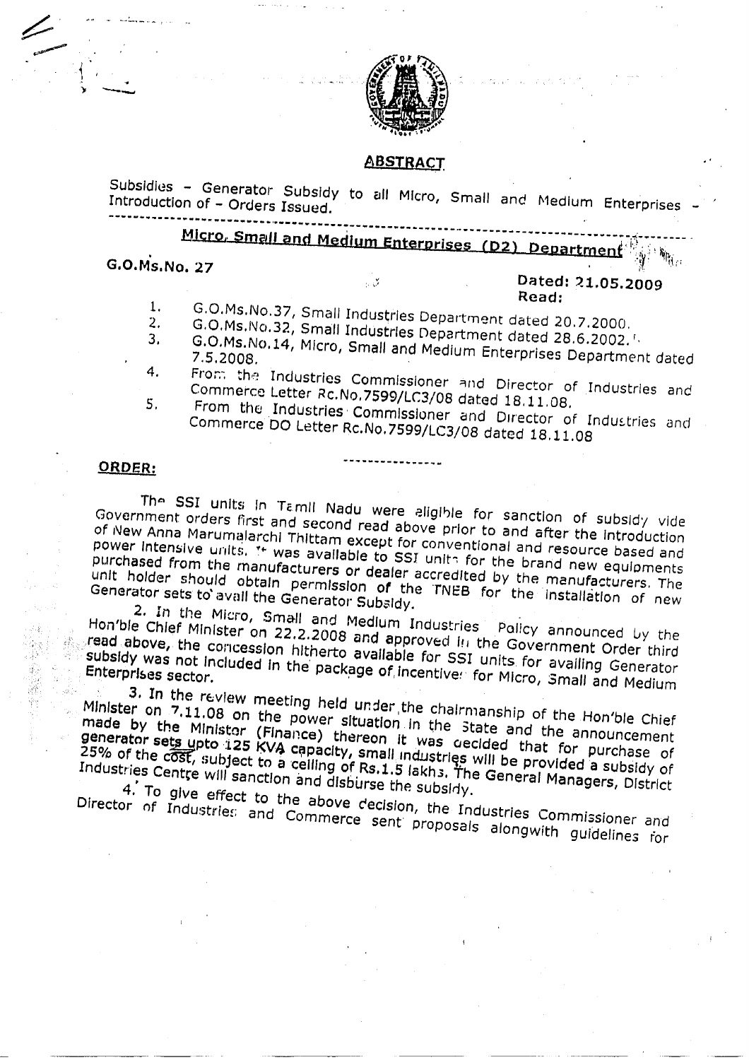## ABSTRACT

Subsidies – Generator Subsidy to all Micro, Small and Medium Enterprises – Introduction of – Orders Issued.

---

## Micro, Small and Medium Enterprises (D2) Department

**G.O.Ms.No. 27**

Dated: 21.05.2009
Read:

1. G.O.Ms.No.37, Small Industries Department dated 20.7.2000.
2. G.O.Ms.No.32, Small Industries Department dated 28.6.2002.
3. G.O.Ms.No.14, Micro, Small and Medium Enterprises Department dated 7.5.2008.
4. From the Industries Commissioner and Director of Industries and Commerce Letter Rc.No.7599/LC3/08 dated 18.11.08.
5. From the Industries Commissioner and Director of Industries and Commerce DO Letter Rc.No.7599/LC3/08 dated 18.11.08

---

**ORDER:**

The SSI units in Tamil Nadu were eligible for sanction of subsidy vide Government orders first and second read above prior to and after the introduction of New Anna Marumalarchi Thittam except for conventional and resource based and power intensive units. It was available to SSI units for the brand new equipments purchased from the manufacturers or dealer accredited by the manufacturers. The unit holder should obtain permission of the TNEB for the installation of new Generator sets to avail the Generator Subsidy.

2. In the Micro, Small and Medium Industries Policy announced by the Hon'ble Chief Minister on 22.2.2008 and approved in the Government Order third read above, the concession hitherto available for SSI units for availing Generator subsidy was not included in the package of incentives for Micro, Small and Medium Enterprises sector.

3. In the review meeting held under the chairmanship of the Hon'ble Chief Minister on 7.11.08 on the power situation in the State and the announcement made by the Minister (Finance) thereon it was decided that for purchase of generator sets upto 125 KVA capacity, small industries will be provided a subsidy of 25% of the cost, subject to a ceiling of Rs.1.5 lakhs. The General Managers, District Industries Centre will sanction and disburse the subsidy.

4. To give effect to the above decision, the Industries Commissioner and Director of Industries and Commerce sent proposals alongwith guidelines for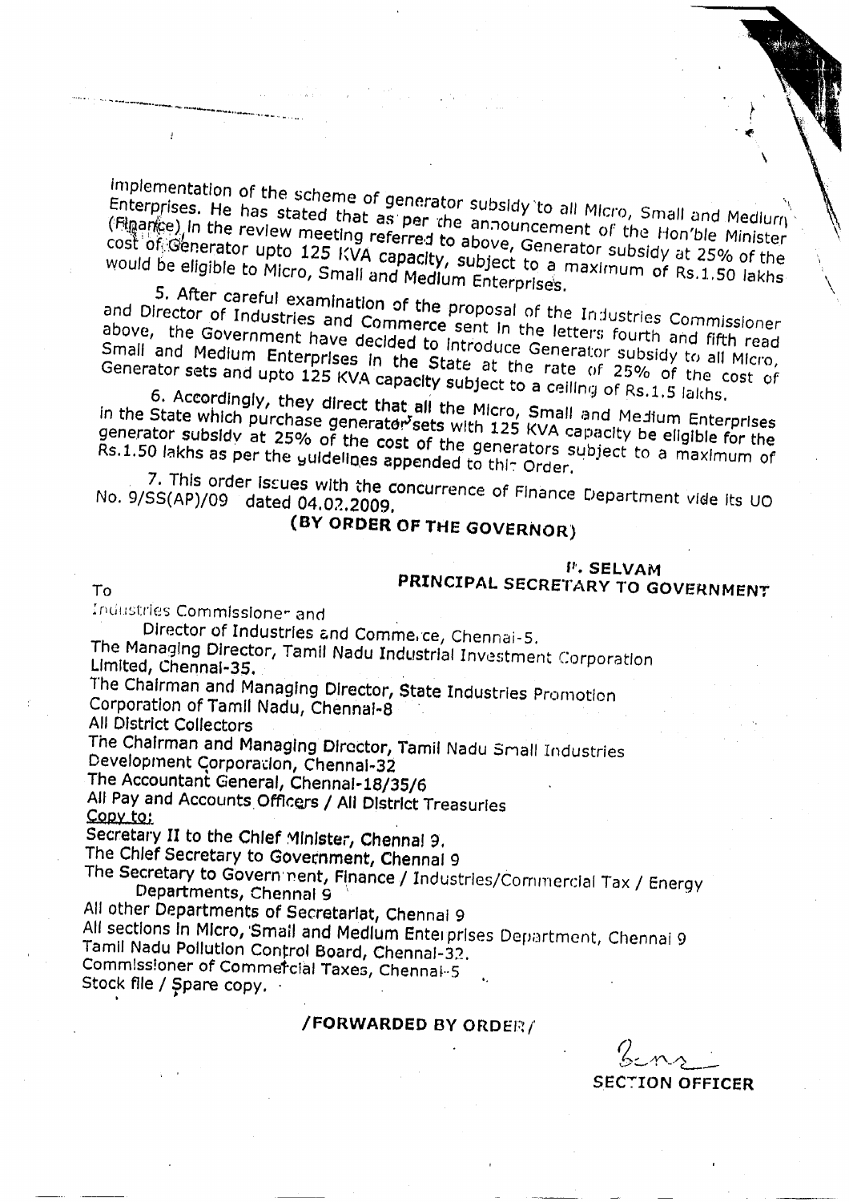implementation of the scheme of generator subsidy to all Micro, Small and Medium Enterprises. He has stated that as per the announcement of the Hon'ble Minister (Finance) in the review meeting referred to above, Generator subsidy at 25% of the cost of Generator upto 125 KVA capacity, subject to a maximum of Rs.1.50 lakhs would be eligible to Micro, Small and Medium Enterprises.

5. After careful examination of the proposal of the Industries Commissioner and Director of Industries and Commerce sent in the letters fourth and fifth read above, the Government have decided to introduce Generator subsidy to all Micro, Small and Medium Enterprises in the State at the rate of 25% of the cost of Generator sets and upto 125 KVA capacity subject to a ceiling of Rs.1.5 lakhs.

6. Accordingly, they direct that all the Micro, Small and Medium Enterprises in the State which purchase generator sets with 125 KVA capacity be eligible for the generator subsidy at 25% of the cost of the generators subject to a maximum of Rs.1.50 lakhs as per the guidelines appended to this Order.

7. This order issues with the concurrence of Finance Department vide its UO No. 9/SS(AP)/09 dated 04.02.2009.

**(BY ORDER OF THE GOVERNOR)**

**P. SELVAM**
**PRINCIPAL SECRETARY TO GOVERNMENT**

To

Industries Commissioner and
Director of Industries and Commerce, Chennai-5.
The Managing Director, Tamil Nadu Industrial Investment Corporation Limited, Chennai-35.
The Chairman and Managing Director, State Industries Promotion Corporation of Tamil Nadu, Chennai-8
All District Collectors
The Chairman and Managing Director, Tamil Nadu Small Industries Development Corporation, Chennai-32
The Accountant General, Chennai-18/35/6
All Pay and Accounts Officers / All District Treasuries

Copy to:

Secretary II to the Chief Minister, Chennai 9.
The Chief Secretary to Government, Chennai 9
The Secretary to Government, Finance / Industries/Commercial Tax / Energy Departments, Chennai 9
All other Departments of Secretariat, Chennai 9
All sections in Micro, Small and Medium Enterprises Department, Chennai 9
Tamil Nadu Pollution Control Board, Chennai-32.
Commissioner of Commercial Taxes, Chennai-5
Stock file / Spare copy.

**/FORWARDED BY ORDER/**

**SECTION OFFICER**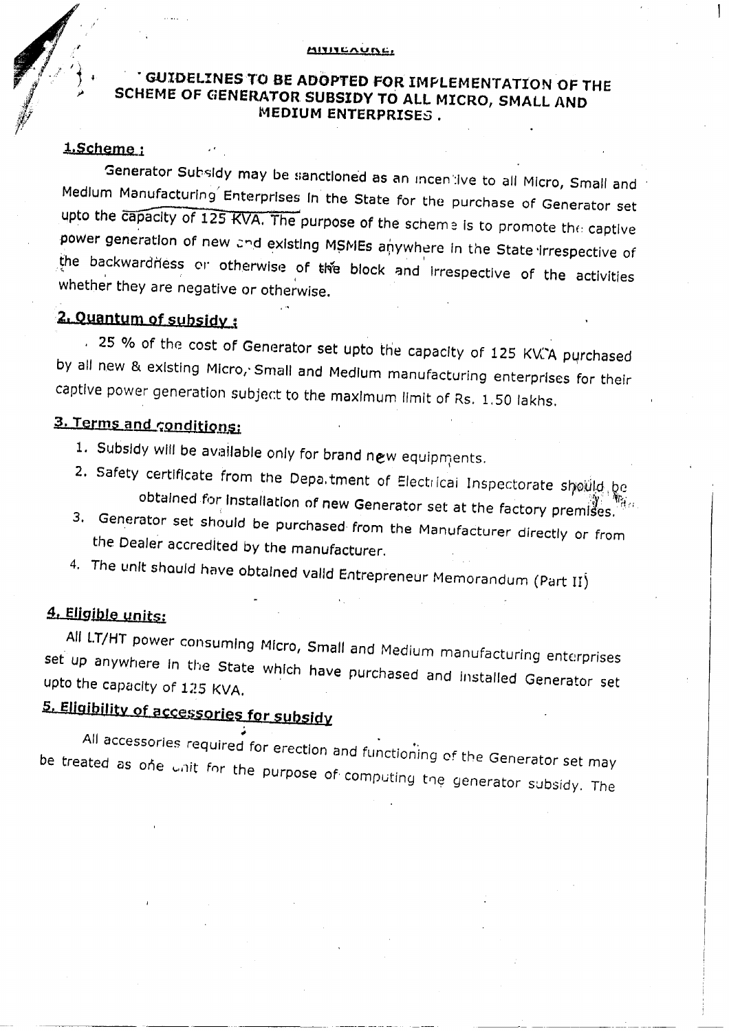ANNEXURE.

# GUIDELINES TO BE ADOPTED FOR IMPLEMENTATION OF THE SCHEME OF GENERATOR SUBSIDY TO ALL MICRO, SMALL AND MEDIUM ENTERPRISES.

## 1. Scheme :

Generator Subsidy may be sanctioned as an incentive to all Micro, Small and Medium Manufacturing Enterprises in the State for the purchase of Generator set upto the capacity of 125 KVA. The purpose of the scheme is to promote the captive power generation of new and existing MSMEs anywhere in the State irrespective of the backwardness or otherwise of the block and irrespective of the activities whether they are negative or otherwise.

## 2. Quantum of subsidy :

25 % of the cost of Generator set upto the capacity of 125 KVA purchased by all new & existing Micro, Small and Medium manufacturing enterprises for their captive power generation subject to the maximum limit of Rs. 1.50 lakhs.

## 3. Terms and conditions:

1. Subsidy will be available only for brand new equipments.
2. Safety certificate from the Department of Electrical Inspectorate should be obtained for installation of new Generator set at the factory premises.
3. Generator set should be purchased from the Manufacturer directly or from the Dealer accredited by the manufacturer.
4. The unit should have obtained valid Entrepreneur Memorandum (Part II)

## 4. Eligible units:

All LT/HT power consuming Micro, Small and Medium manufacturing enterprises set up anywhere in the State which have purchased and installed Generator set upto the capacity of 125 KVA.

## 5. Eligibility of accessories for subsidy

All accessories required for erection and functioning of the Generator set may be treated as one unit for the purpose of computing the generator subsidy. The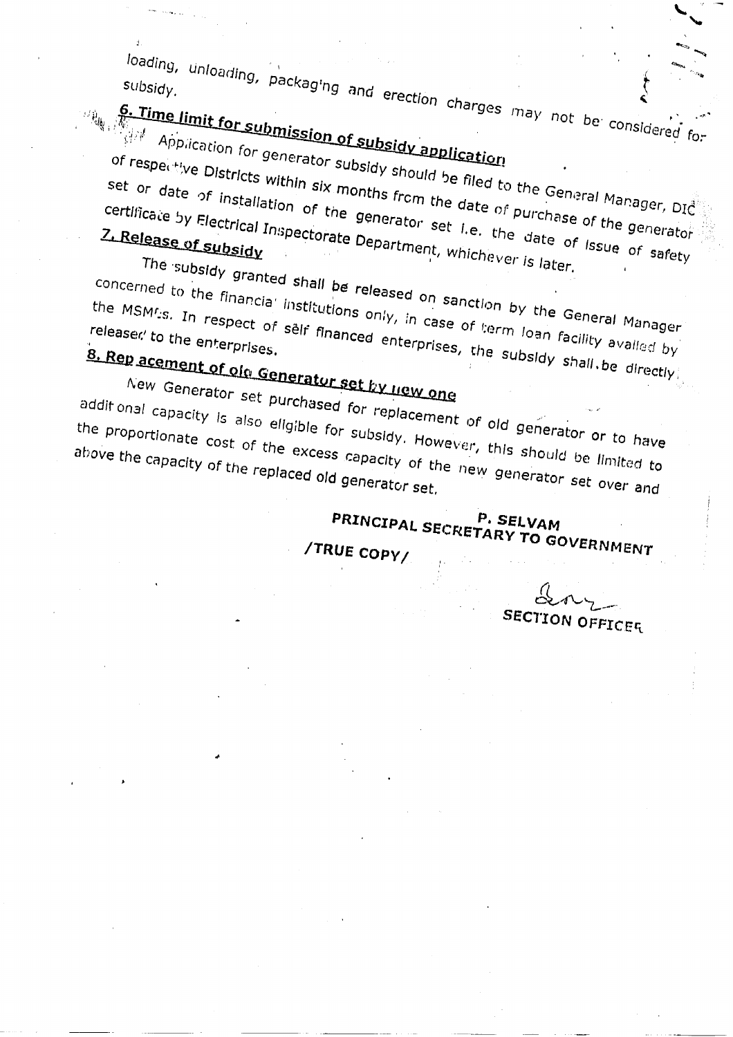loading, unloading, packaging and erection charges may not be considered for subsidy.

**6. Time limit for submission of subsidy application**

Application for generator subsidy should be filed to the General Manager, DIC of respective Districts within six months from the date of purchase of the generator set or date of installation of the generator set i.e. the date of issue of safety certificate by Electrical Inspectorate Department, whichever is later.

**7. Release of subsidy**

The subsidy granted shall be released on sanction by the General Manager concerned to the financial institutions only, in case of term loan facility availed by the MSMEs. In respect of self financed enterprises, the subsidy shall be directly released to the enterprises.

**8. Replacement of old Generator set by new one**

New Generator set purchased for replacement of old generator or to have additional capacity is also eligible for subsidy. However, this should be limited to the proportionate cost of the excess capacity of the new generator set over and above the capacity of the replaced old generator set.

**P. SELVAM**
**PRINCIPAL SECRETARY TO GOVERNMENT**

**/TRUE COPY/**

**SECTION OFFICER**